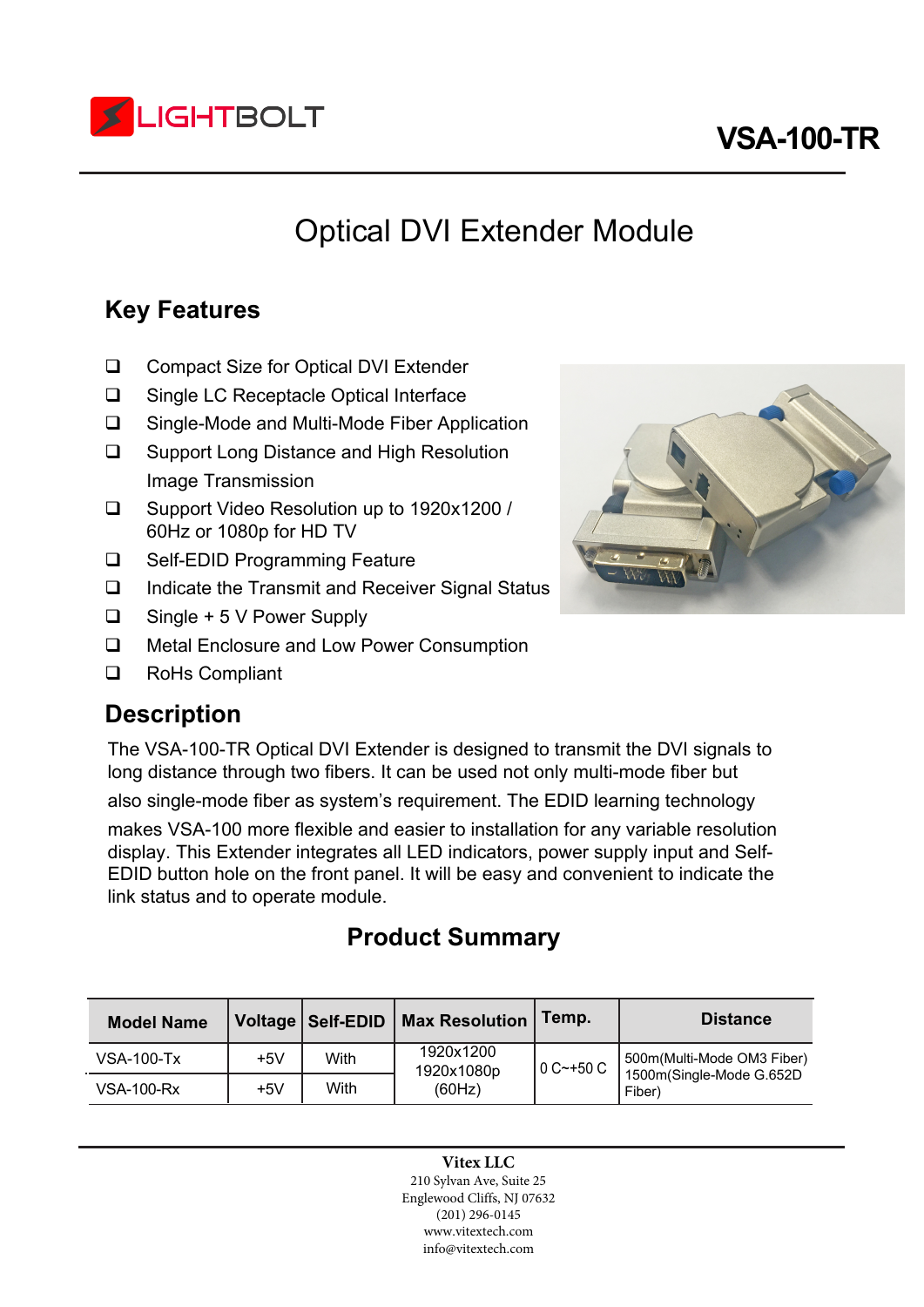# VSA-100-TR

## Optical DVI Extender Module

### Key Features

- Compact Size for Optical DVI Extender
- Single LC Receptacle Optical Interface
- Single-Mode and Multi-Mode Fiber Application
- Support Long Distance and High Resolution Image Transmission
- Support Video Resolution up to 1920x1200 / 60Hz or 1080p for HD TV
- Self-EDID Programming Feature
- Indicate the Transmit and Receiver Signal Status
- Single + 5 V Power Supply
- Metal Enclosure and Low Power Consumption
- RoHs Compliant

### Description

The VSA-100-TR Optical DVI Extender is designed to transmit the DVI signals to long distance through two fibers. It can be used not only multi-mode fiber but also single-mode fiber as system's requirement. The EDID learning technology makes VSA-100 more flexible and easier to installation for any variable resolution display. This Extender integrates all LED indicators, power supply input and Self-EDID button hole on the front panel. It will be easy and convenient to indicate the link status and to operate module.

### Product Summary

| Model Name | Voltage | Self-EDID | Max Resolution | Temp. | Distance |
|---|---|---|---|---|---|
| VSA-100-Tx | +5V | With | 1920x1200 1920x1080p (60Hz) | 0 C~+50 C | 500m(Multi-Mode OM3 Fiber) 1500m(Single-Mode G.652D Fiber) |
| VSA-100-Rx | +5V | With | | | |

**Vitex LLC**
210 Sylvan Ave, Suite 25
Englewood Cliffs, NJ 07632
(201) 296-0145
www.vitextech.com
info@vitextech.com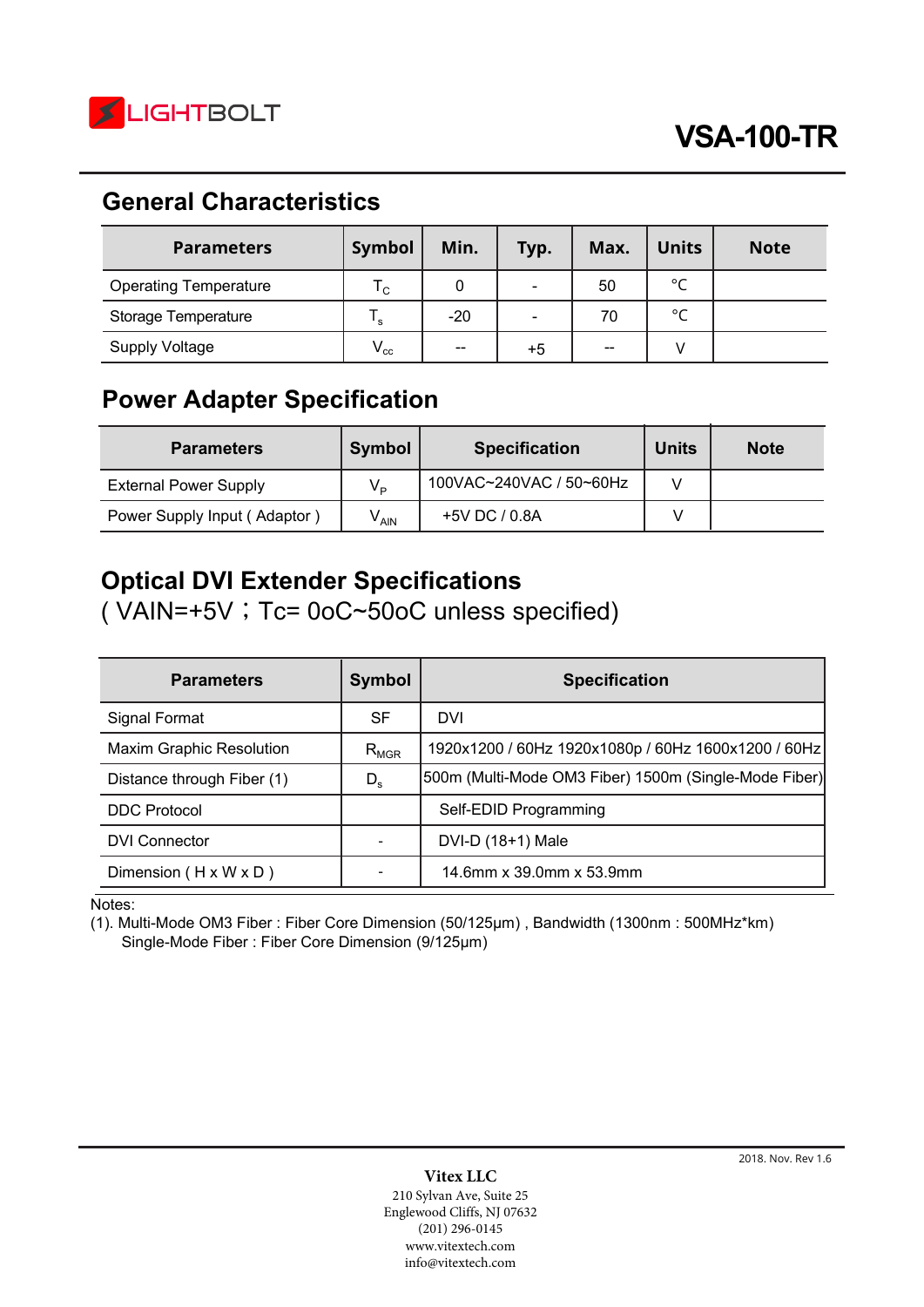# VSA-100-TR

## General Characteristics

| Parameters | Symbol | Min. | Typ. | Max. | Units | Note |
|---|---|---|---|---|---|---|
| Operating Temperature | $T_C$ | 0 | - | 50 | °C | |
| Storage Temperature | $T_s$ | -20 | - | 70 | °C | |
| Supply Voltage | $V_{cc}$ | -- | +5 | -- | V | |

## Power Adapter Specification

| Parameters | Symbol | Specification | Units | Note |
|---|---|---|---|---|
| External Power Supply | $V_P$ | 100VAC~240VAC / 50~60Hz | V | |
| Power Supply Input ( Adaptor ) | $V_{AIN}$ | +5V DC / 0.8A | V | |

## Optical DVI Extender Specifications

( VAIN=+5V；Tc= 0oC~50oC unless specified)

| Parameters | Symbol | Specification |
|---|---|---|
| Signal Format | SF | DVI |
| Maxim Graphic Resolution | $R_{MGR}$ | 1920x1200 / 60Hz 1920x1080p / 60Hz 1600x1200 / 60Hz |
| Distance through Fiber (1) | $D_s$ | 500m (Multi-Mode OM3 Fiber) 1500m (Single-Mode Fiber) |
| DDC Protocol | | Self-EDID Programming |
| DVI Connector | - | DVI-D (18+1) Male |
| Dimension ( H x W x D ) | - | 14.6mm x 39.0mm x 53.9mm |

Notes:
(1). Multi-Mode OM3 Fiber : Fiber Core Dimension (50/125μm) , Bandwidth (1300nm : 500MHz*km)
Single-Mode Fiber : Fiber Core Dimension (9/125μm)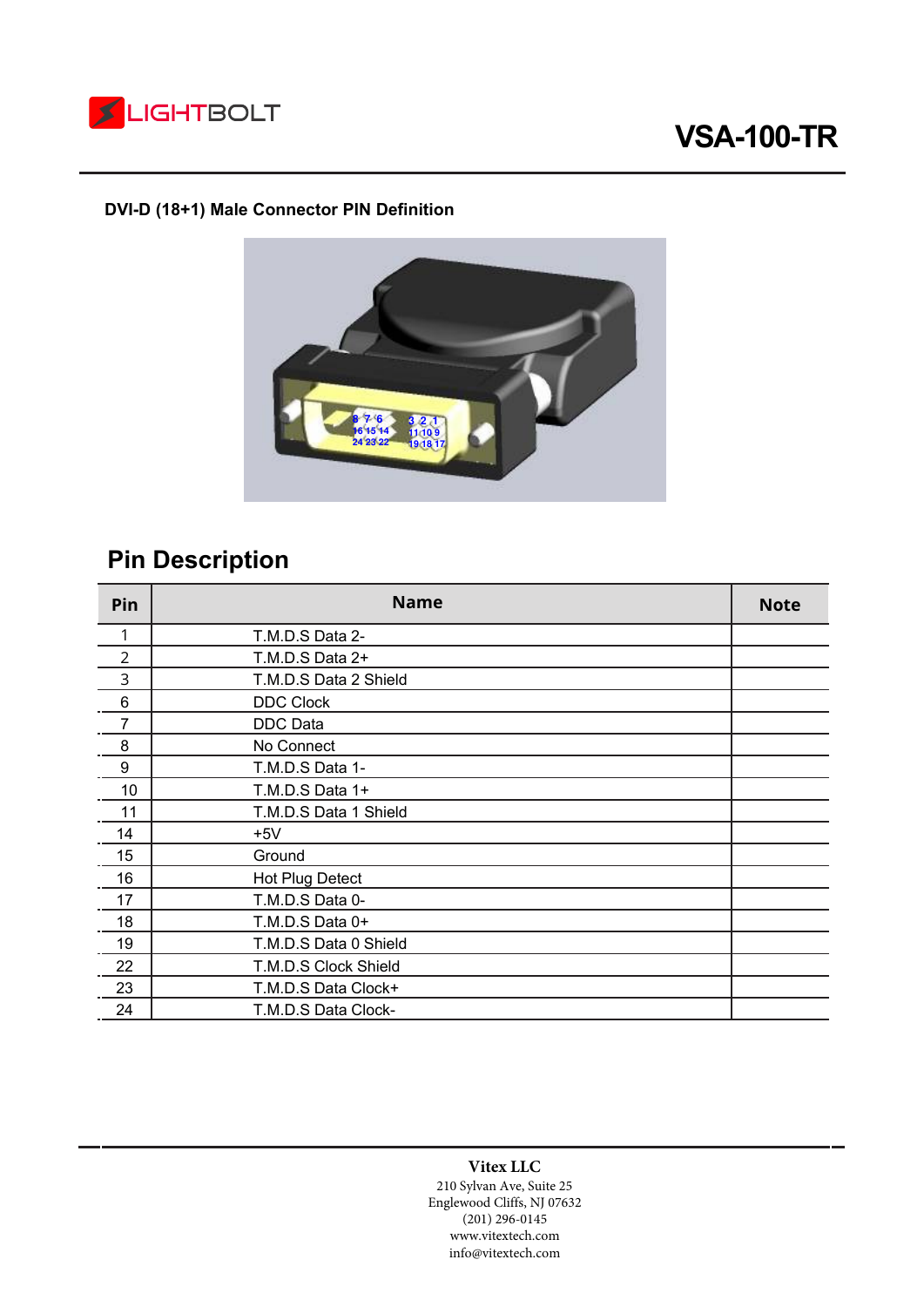# VSA-100-TR

### DVI-D (18+1) Male Connector PIN Definition

## Pin Description

| Pin | Name | Note |
|---|---|---|
| 1 | T.M.D.S Data 2- | |
| 2 | T.M.D.S Data 2+ | |
| 3 | T.M.D.S Data 2 Shield | |
| 6 | DDC Clock | |
| 7 | DDC Data | |
| 8 | No Connect | |
| 9 | T.M.D.S Data 1- | |
| 10 | T.M.D.S Data 1+ | |
| 11 | T.M.D.S Data 1 Shield | |
| 14 | +5V | |
| 15 | Ground | |
| 16 | Hot Plug Detect | |
| 17 | T.M.D.S Data 0- | |
| 18 | T.M.D.S Data 0+ | |
| 19 | T.M.D.S Data 0 Shield | |
| 22 | T.M.D.S Clock Shield | |
| 23 | T.M.D.S Data Clock+ | |
| 24 | T.M.D.S Data Clock- | |

**Vitex LLC**
210 Sylvan Ave, Suite 25
Englewood Cliffs, NJ 07632
(201) 296-0145
www.vitextech.com
info@vitextech.com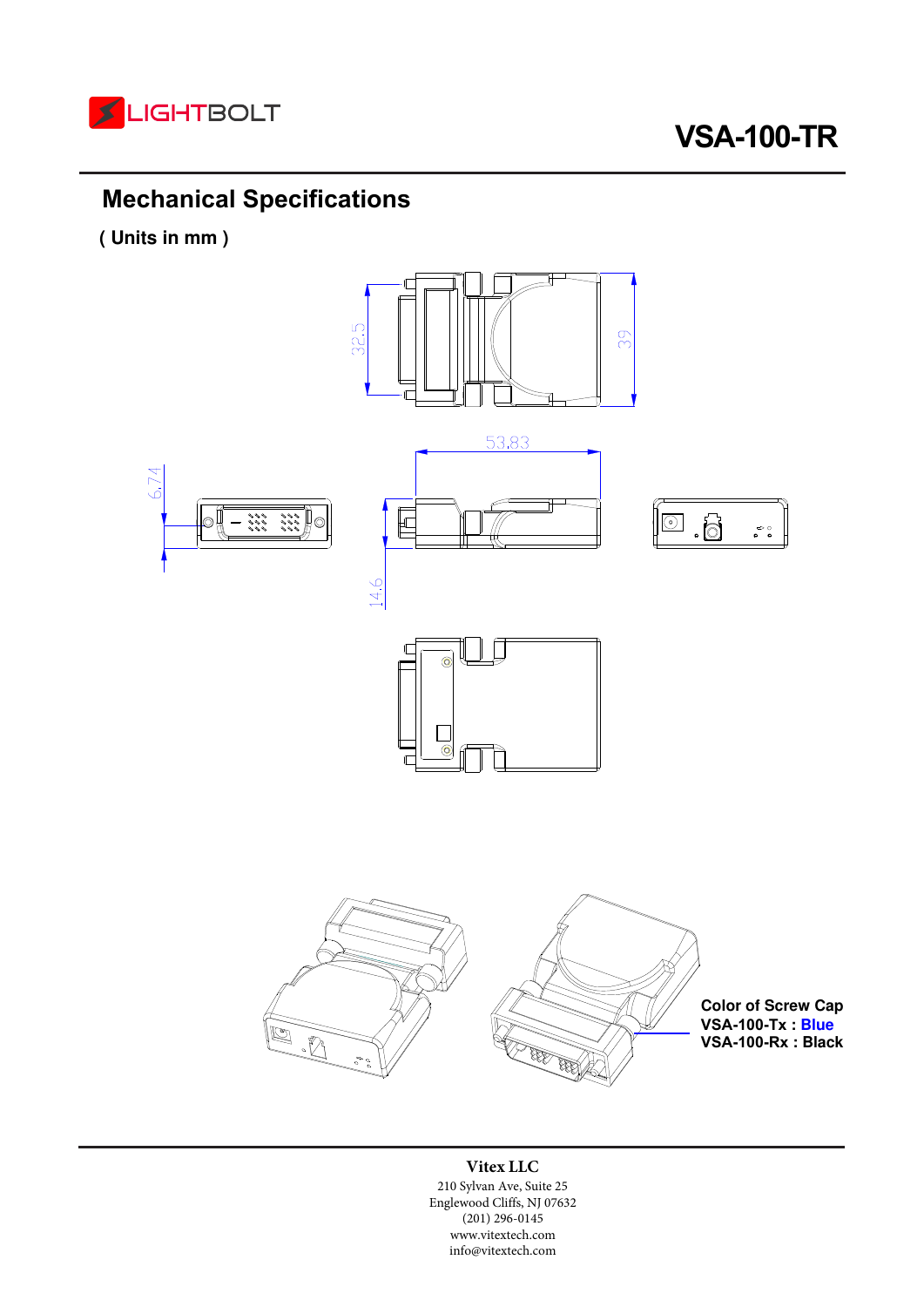# VSA-100-TR

## Mechanical Specifications

**( Units in mm )**

32.5

39

53.83

6.74

14.6

**Color of Screw Cap**
**VSA-100-Tx : Blue**
**VSA-100-Rx : Black**

**Vitex LLC**
210 Sylvan Ave, Suite 25
Englewood Cliffs, NJ 07632
(201) 296-0145
www.vitextech.com
info@vitextech.com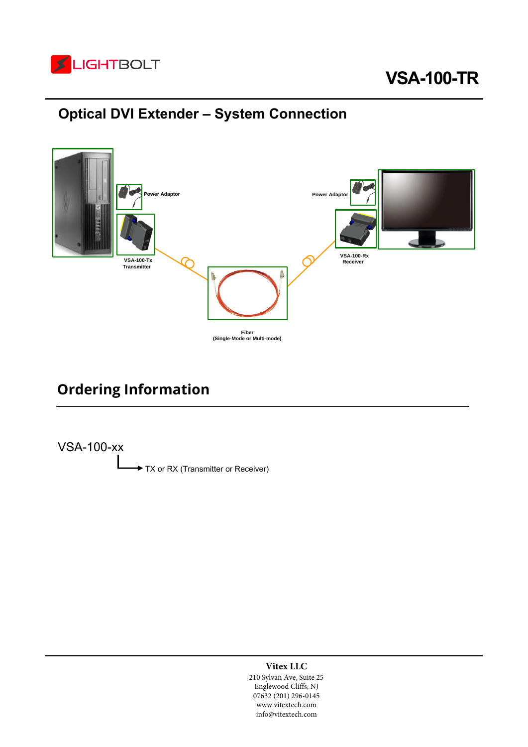# VSA-100-TR

## Optical DVI Extender – System Connection

Power Adaptor

VSA-100-Tx
Transmitter

Power Adaptor

VSA-100-Rx
Receiver

Fiber
(Single-Mode or Multi-mode)

## Ordering Information

VSA-100-xx

→ TX or RX (Transmitter or Receiver)

**Vitex LLC**
210 Sylvan Ave, Suite 25
Englewood Cliffs, NJ
07632 (201) 296-0145
www.vitextech.com
info@vitextech.com